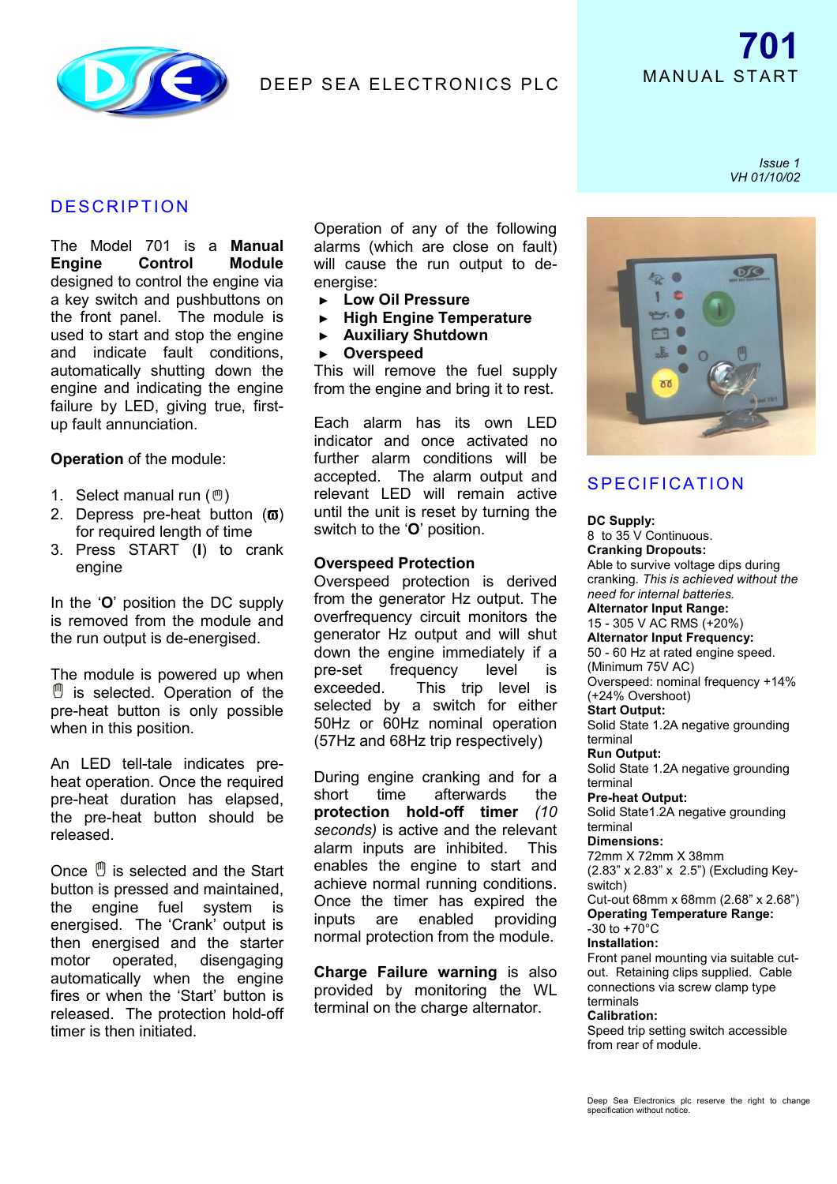DEEP SEA ELECTRONICS PLC

# 701
MANUAL START

*Issue 1*
*VH 01/10/02*

## DESCRIPTION

The Model 701 is a **Manual Engine Control Module** designed to control the engine via a key switch and pushbuttons on the front panel. The module is used to start and stop the engine and indicate fault conditions, automatically shutting down the engine and indicating the engine failure by LED, giving true, first-up fault annunciation.

**Operation** of the module:

1. Select manual run (✋)
2. Depress pre-heat button (ϖ) for required length of time
3. Press START (**I**) to crank engine

In the '**O**' position the DC supply is removed from the module and the run output is de-energised.

The module is powered up when ✋ is selected. Operation of the pre-heat button is only possible when in this position.

An LED tell-tale indicates pre-heat operation. Once the required pre-heat duration has elapsed, the pre-heat button should be released.

Once ✋ is selected and the Start button is pressed and maintained, the engine fuel system is energised. The 'Crank' output is then energised and the starter motor operated, disengaging automatically when the engine fires or when the 'Start' button is released. The protection hold-off timer is then initiated.

Operation of any of the following alarms (which are close on fault) will cause the run output to de-energise:

- **Low Oil Pressure**
- **High Engine Temperature**
- **Auxiliary Shutdown**
- **Overspeed**

This will remove the fuel supply from the engine and bring it to rest.

Each alarm has its own LED indicator and once activated no further alarm conditions will be accepted. The alarm output and relevant LED will remain active until the unit is reset by turning the switch to the '**O**' position.

**Overspeed Protection**
Overspeed protection is derived from the generator Hz output. The overfrequency circuit monitors the generator Hz output and will shut down the engine immediately if a pre-set frequency level is exceeded. This trip level is selected by a switch for either 50Hz or 60Hz nominal operation (57Hz and 68Hz trip respectively)

During engine cranking and for a short time afterwards the **protection hold-off timer** *(10 seconds)* is active and the relevant alarm inputs are inhibited. This enables the engine to start and achieve normal running conditions. Once the timer has expired the inputs are enabled providing normal protection from the module.

**Charge Failure warning** is also provided by monitoring the WL terminal on the charge alternator.

## SPECIFICATION

**DC Supply:**
8 to 35 V Continuous.
**Cranking Dropouts:**
Able to survive voltage dips during cranking. *This is achieved without the need for internal batteries.*
**Alternator Input Range:**
15 - 305 V AC RMS (+20%)
**Alternator Input Frequency:**
50 - 60 Hz at rated engine speed.
(Minimum 75V AC)
Overspeed: nominal frequency +14% (+24% Overshoot)
**Start Output:**
Solid State 1.2A negative grounding terminal
**Run Output:**
Solid State 1.2A negative grounding terminal
**Pre-heat Output:**
Solid State1.2A negative grounding terminal
**Dimensions:**
72mm X 72mm X 38mm
(2.83" x 2.83" x 2.5") (Excluding Key-switch)
Cut-out 68mm x 68mm (2.68" x 2.68")
**Operating Temperature Range:**
-30 to +70°C
**Installation:**
Front panel mounting via suitable cut-out. Retaining clips supplied. Cable connections via screw clamp type terminals
**Calibration:**
Speed trip setting switch accessible from rear of module.

Deep Sea Electronics plc reserve the right to change specification without notice.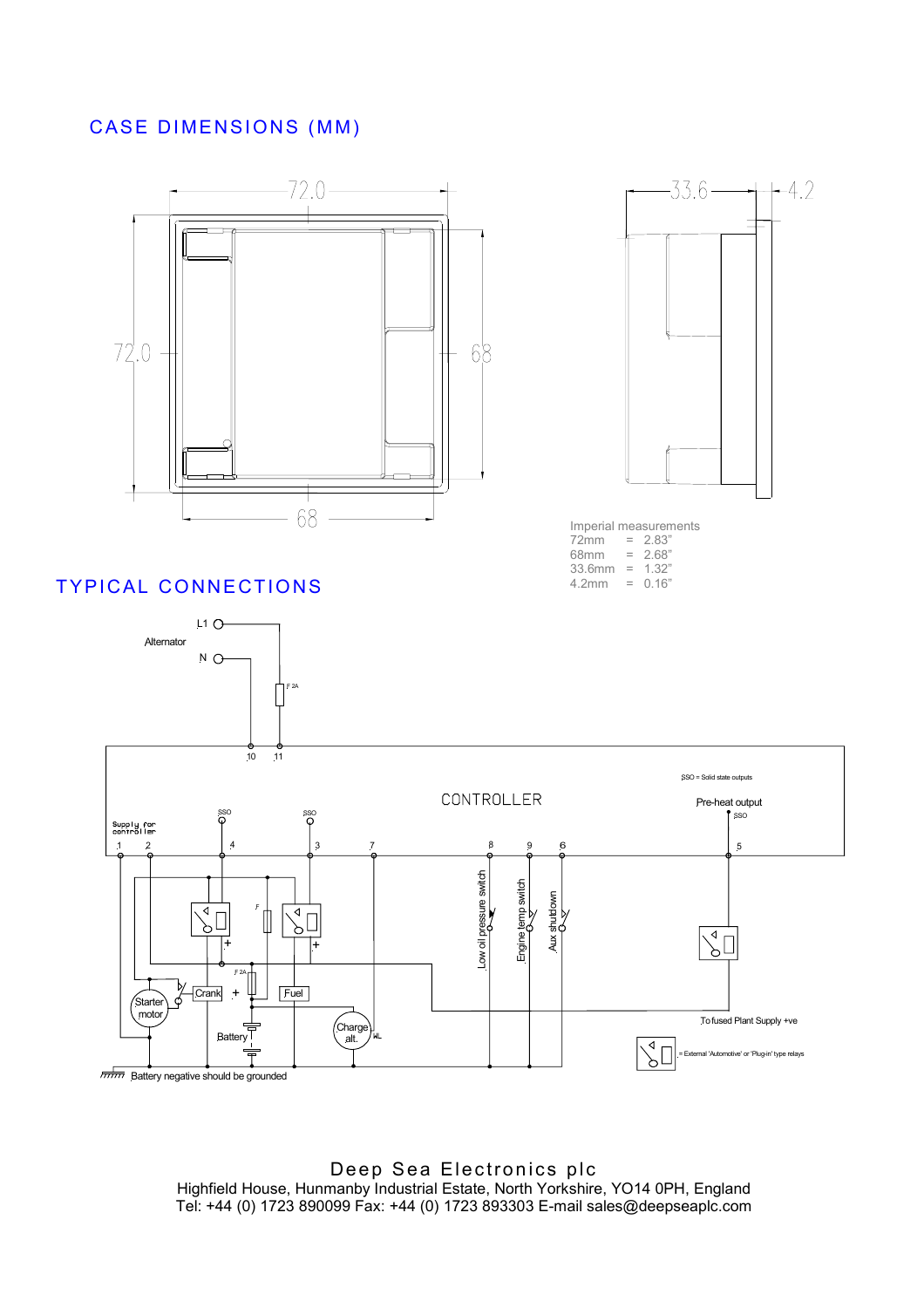## CASE DIMENSIONS (MM)

72.0

72.0

68

68

33.6

4.2

Imperial measurements

| | | |
|---|---|---|
| 72mm | = | 2.83" |
| 68mm | = | 2.68" |
| 33.6mm | = | 1.32" |
| 4.2mm | = | 0.16" |

## TYPICAL CONNECTIONS

L1

Alternator

N

F 2A

10 11

SSO = Solid state outputs

CONTROLLER

Pre-heat output

SSO

Supply for controller

SSO SSO

1 2 4 3 7 8 9 6 5

Low oil pressure switch

Engine temp switch

Aux shutdown

F

F 2A

Starter motor

Crank

Fuel

Battery

Charge alt.

WL

To fused Plant Supply +ve

= External 'Automotive' or 'Plug-in' type relays

Battery negative should be grounded

Deep Sea Electronics plc

Highfield House, Hunmanby Industrial Estate, North Yorkshire, YO14 0PH, England

Tel: +44 (0) 1723 890099 Fax: +44 (0) 1723 893303 E-mail sales@deepseaplc.com